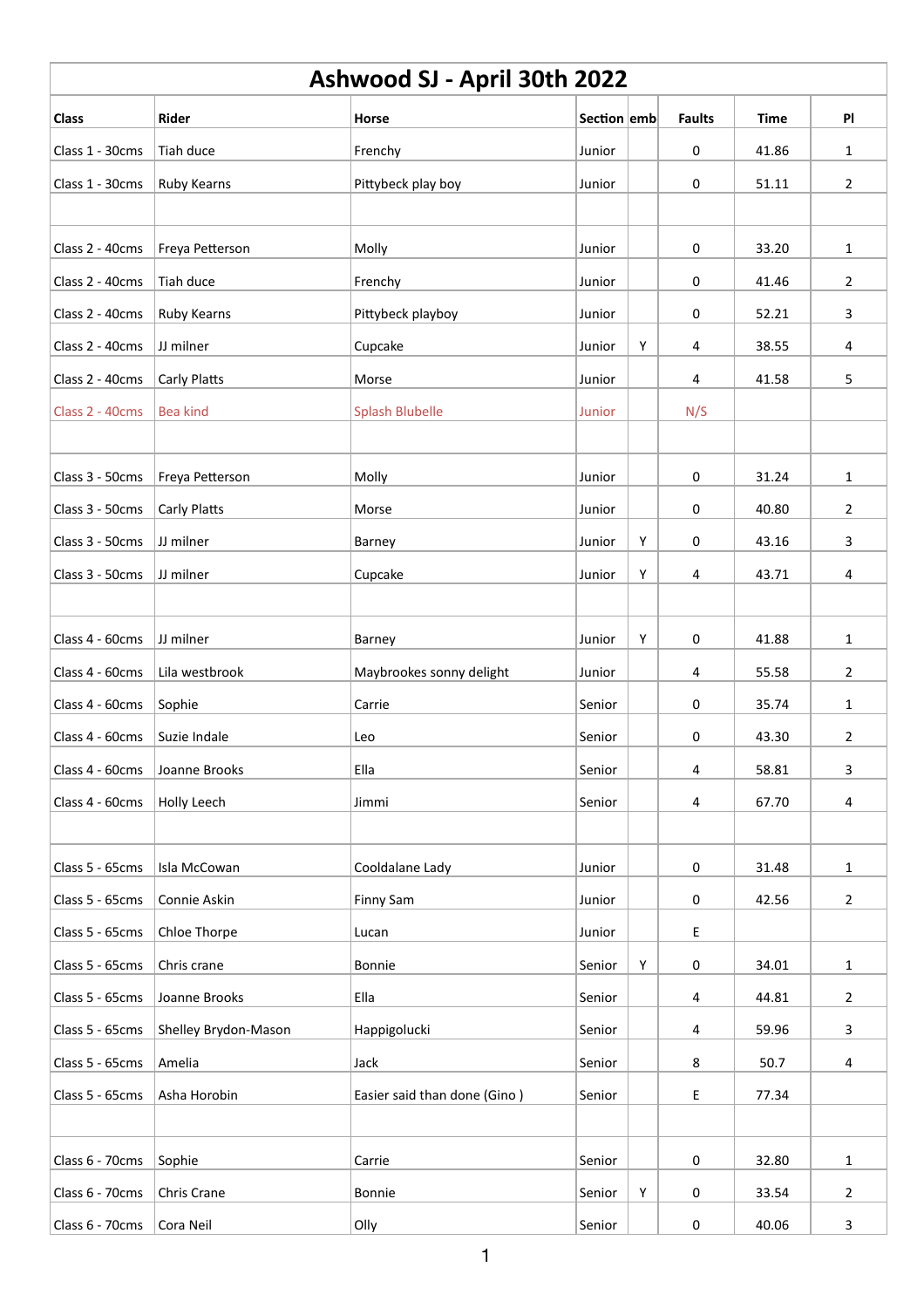# Ashwood SJ - April 30th 2022

| Class | Rider | Horse | Section | emb | Faults | Time | Pl |
|---|---|---|---|---|---|---|---|
| Class 1 - 30cms | Tiah duce | Frenchy | Junior | | 0 | 41.86 | 1 |
| Class 1 - 30cms | Ruby Kearns | Pittybeck play boy | Junior | | 0 | 51.11 | 2 |
| | | | | | | | |
| Class 2 - 40cms | Freya Petterson | Molly | Junior | | 0 | 33.20 | 1 |
| Class 2 - 40cms | Tiah duce | Frenchy | Junior | | 0 | 41.46 | 2 |
| Class 2 - 40cms | Ruby Kearns | Pittybeck playboy | Junior | | 0 | 52.21 | 3 |
| Class 2 - 40cms | JJ milner | Cupcake | Junior | Y | 4 | 38.55 | 4 |
| Class 2 - 40cms | Carly Platts | Morse | Junior | | 4 | 41.58 | 5 |
| Class 2 - 40cms | Bea kind | Splash Blubelle | Junior | | N/S | | |
| | | | | | | | |
| Class 3 - 50cms | Freya Petterson | Molly | Junior | | 0 | 31.24 | 1 |
| Class 3 - 50cms | Carly Platts | Morse | Junior | | 0 | 40.80 | 2 |
| Class 3 - 50cms | JJ milner | Barney | Junior | Y | 0 | 43.16 | 3 |
| Class 3 - 50cms | JJ milner | Cupcake | Junior | Y | 4 | 43.71 | 4 |
| | | | | | | | |
| Class 4 - 60cms | JJ milner | Barney | Junior | Y | 0 | 41.88 | 1 |
| Class 4 - 60cms | Lila westbrook | Maybrookes sonny delight | Junior | | 4 | 55.58 | 2 |
| Class 4 - 60cms | Sophie | Carrie | Senior | | 0 | 35.74 | 1 |
| Class 4 - 60cms | Suzie Indale | Leo | Senior | | 0 | 43.30 | 2 |
| Class 4 - 60cms | Joanne Brooks | Ella | Senior | | 4 | 58.81 | 3 |
| Class 4 - 60cms | Holly Leech | Jimmi | Senior | | 4 | 67.70 | 4 |
| | | | | | | | |
| Class 5 - 65cms | Isla McCowan | Cooldalane Lady | Junior | | 0 | 31.48 | 1 |
| Class 5 - 65cms | Connie Askin | Finny Sam | Junior | | 0 | 42.56 | 2 |
| Class 5 - 65cms | Chloe Thorpe | Lucan | Junior | | E | | |
| Class 5 - 65cms | Chris crane | Bonnie | Senior | Y | 0 | 34.01 | 1 |
| Class 5 - 65cms | Joanne Brooks | Ella | Senior | | 4 | 44.81 | 2 |
| Class 5 - 65cms | Shelley Brydon-Mason | Happigolucki | Senior | | 4 | 59.96 | 3 |
| Class 5 - 65cms | Amelia | Jack | Senior | | 8 | 50.7 | 4 |
| Class 5 - 65cms | Asha Horobin | Easier said than done (Gino ) | Senior | | E | 77.34 | |
| | | | | | | | |
| Class 6 - 70cms | Sophie | Carrie | Senior | | 0 | 32.80 | 1 |
| Class 6 - 70cms | Chris Crane | Bonnie | Senior | Y | 0 | 33.54 | 2 |
| Class 6 - 70cms | Cora Neil | Olly | Senior | | 0 | 40.06 | 3 |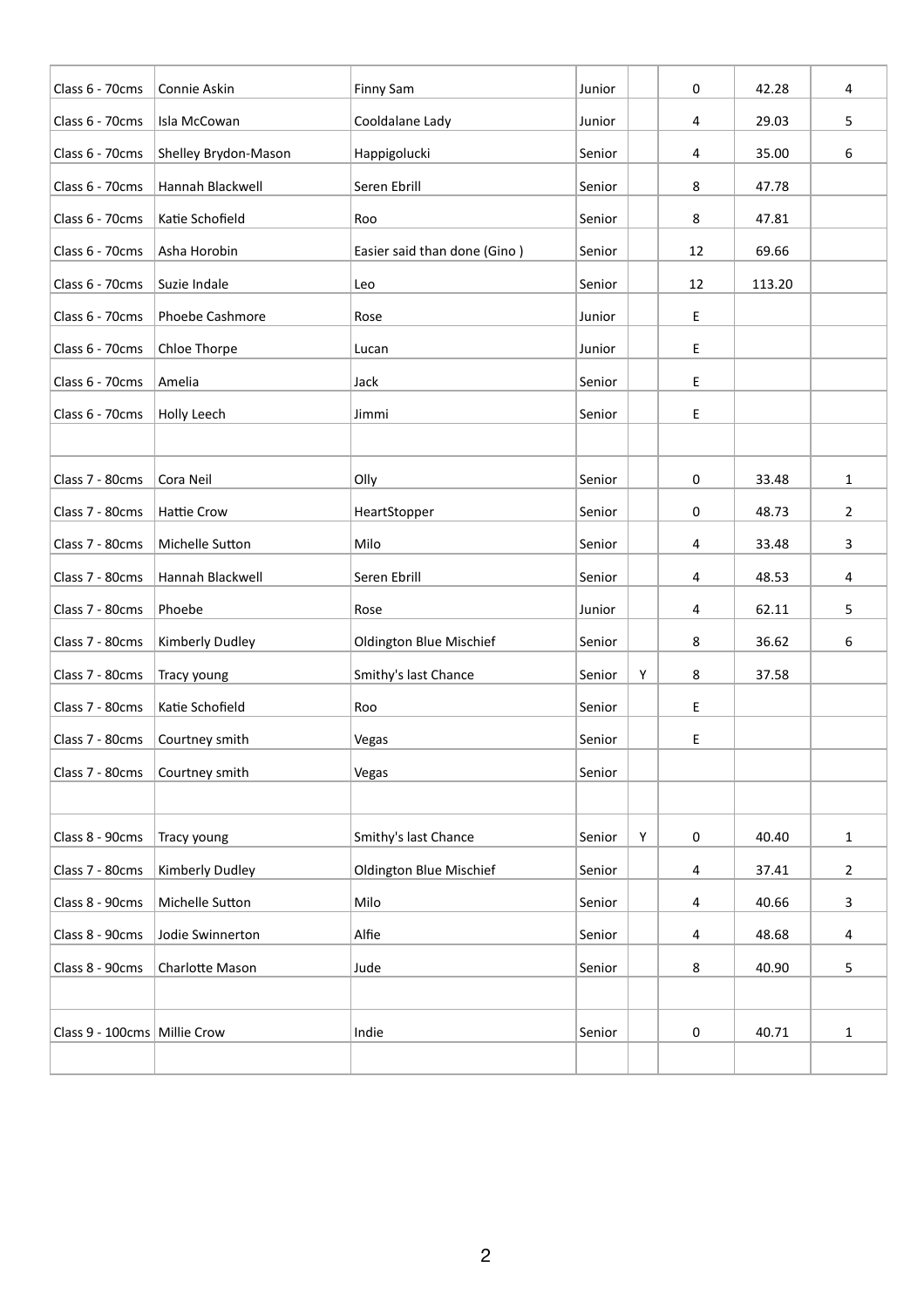| | | | | | | | |
|---|---|---|---|---|---|---|---|
| Class 6 - 70cms | Connie Askin | Finny Sam | Junior | | 0 | 42.28 | 4 |
| Class 6 - 70cms | Isla McCowan | Cooldalane Lady | Junior | | 4 | 29.03 | 5 |
| Class 6 - 70cms | Shelley Brydon-Mason | Happigolucki | Senior | | 4 | 35.00 | 6 |
| Class 6 - 70cms | Hannah Blackwell | Seren Ebrill | Senior | | 8 | 47.78 | |
| Class 6 - 70cms | Katie Schofield | Roo | Senior | | 8 | 47.81 | |
| Class 6 - 70cms | Asha Horobin | Easier said than done (Gino ) | Senior | | 12 | 69.66 | |
| Class 6 - 70cms | Suzie Indale | Leo | Senior | | 12 | 113.20 | |
| Class 6 - 70cms | Phoebe Cashmore | Rose | Junior | | E | | |
| Class 6 - 70cms | Chloe Thorpe | Lucan | Junior | | E | | |
| Class 6 - 70cms | Amelia | Jack | Senior | | E | | |
| Class 6 - 70cms | Holly Leech | Jimmi | Senior | | E | | |
| | | | | | | | |
| Class 7 - 80cms | Cora Neil | Olly | Senior | | 0 | 33.48 | 1 |
| Class 7 - 80cms | Hattie Crow | HeartStopper | Senior | | 0 | 48.73 | 2 |
| Class 7 - 80cms | Michelle Sutton | Milo | Senior | | 4 | 33.48 | 3 |
| Class 7 - 80cms | Hannah Blackwell | Seren Ebrill | Senior | | 4 | 48.53 | 4 |
| Class 7 - 80cms | Phoebe | Rose | Junior | | 4 | 62.11 | 5 |
| Class 7 - 80cms | Kimberly Dudley | Oldington Blue Mischief | Senior | | 8 | 36.62 | 6 |
| Class 7 - 80cms | Tracy young | Smithy's last Chance | Senior | Y | 8 | 37.58 | |
| Class 7 - 80cms | Katie Schofield | Roo | Senior | | E | | |
| Class 7 - 80cms | Courtney smith | Vegas | Senior | | E | | |
| Class 7 - 80cms | Courtney smith | Vegas | Senior | | | | |
| | | | | | | | |
| Class 8 - 90cms | Tracy young | Smithy's last Chance | Senior | Y | 0 | 40.40 | 1 |
| Class 7 - 80cms | Kimberly Dudley | Oldington Blue Mischief | Senior | | 4 | 37.41 | 2 |
| Class 8 - 90cms | Michelle Sutton | Milo | Senior | | 4 | 40.66 | 3 |
| Class 8 - 90cms | Jodie Swinnerton | Alfie | Senior | | 4 | 48.68 | 4 |
| Class 8 - 90cms | Charlotte Mason | Jude | Senior | | 8 | 40.90 | 5 |
| | | | | | | | |
| Class 9 - 100cms | Millie Crow | Indie | Senior | | 0 | 40.71 | 1 |
| | | | | | | | |